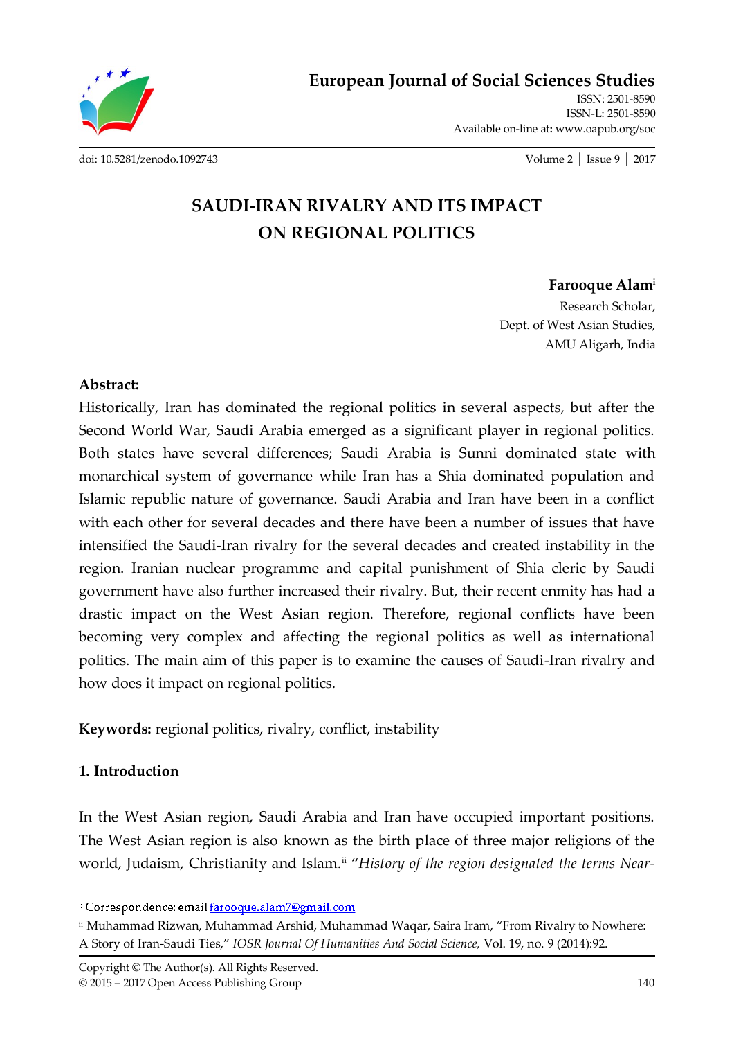# SAUDI-IRAN RIVALRY AND ITS IMPACT ON REGIONAL POLITICS

**Farooque Alam**[i]

Research Scholar,
Dept. of West Asian Studies,
AMU Aligarh, India

**Abstract:**

Historically, Iran has dominated the regional politics in several aspects, but after the Second World War, Saudi Arabia emerged as a significant player in regional politics. Both states have several differences; Saudi Arabia is Sunni dominated state with monarchical system of governance while Iran has a Shia dominated population and Islamic republic nature of governance. Saudi Arabia and Iran have been in a conflict with each other for several decades and there have been a number of issues that have intensified the Saudi-Iran rivalry for the several decades and created instability in the region. Iranian nuclear programme and capital punishment of Shia cleric by Saudi government have also further increased their rivalry. But, their recent enmity has had a drastic impact on the West Asian region. Therefore, regional conflicts have been becoming very complex and affecting the regional politics as well as international politics. The main aim of this paper is to examine the causes of Saudi-Iran rivalry and how does it impact on regional politics.

**Keywords:** regional politics, rivalry, conflict, instability

## 1. Introduction

In the West Asian region, Saudi Arabia and Iran have occupied important positions. The West Asian region is also known as the birth place of three major religions of the world, Judaism, Christianity and Islam.[ii] "*History of the region designated the terms Near-*

---

[i] Correspondence: email farooque.alam7@gmail.com

[ii] Muhammad Rizwan, Muhammad Arshid, Muhammad Waqar, Saira Iram, "From Rivalry to Nowhere: A Story of Iran-Saudi Ties," *IOSR Journal Of Humanities And Social Science,* Vol. 19, no. 9 (2014):92.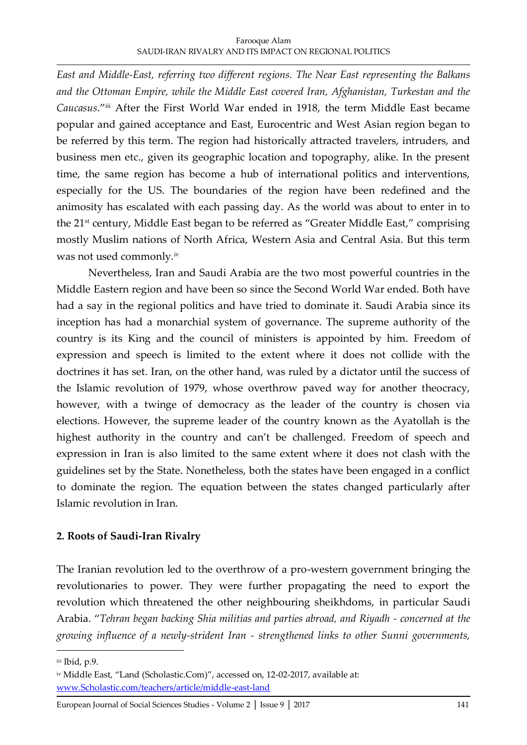*East and Middle-East, referring two different regions. The Near East representing the Balkans and the Ottoman Empire, while the Middle East covered Iran, Afghanistan, Turkestan and the Caucasus*."[iii] After the First World War ended in 1918, the term Middle East became popular and gained acceptance and East, Eurocentric and West Asian region began to be referred by this term. The region had historically attracted travelers, intruders, and business men etc., given its geographic location and topography, alike. In the present time, the same region has become a hub of international politics and interventions, especially for the US. The boundaries of the region have been redefined and the animosity has escalated with each passing day. As the world was about to enter in to the 21st century, Middle East began to be referred as "Greater Middle East," comprising mostly Muslim nations of North Africa, Western Asia and Central Asia. But this term was not used commonly.[iv]

Nevertheless, Iran and Saudi Arabia are the two most powerful countries in the Middle Eastern region and have been so since the Second World War ended. Both have had a say in the regional politics and have tried to dominate it. Saudi Arabia since its inception has had a monarchial system of governance. The supreme authority of the country is its King and the council of ministers is appointed by him. Freedom of expression and speech is limited to the extent where it does not collide with the doctrines it has set. Iran, on the other hand, was ruled by a dictator until the success of the Islamic revolution of 1979, whose overthrow paved way for another theocracy, however, with a twinge of democracy as the leader of the country is chosen via elections. However, the supreme leader of the country known as the Ayatollah is the highest authority in the country and can't be challenged. Freedom of speech and expression in Iran is also limited to the same extent where it does not clash with the guidelines set by the State. Nonetheless, both the states have been engaged in a conflict to dominate the region. The equation between the states changed particularly after Islamic revolution in Iran.

## 2. Roots of Saudi-Iran Rivalry

The Iranian revolution led to the overthrow of a pro-western government bringing the revolutionaries to power. They were further propagating the need to export the revolution which threatened the other neighbouring sheikhdoms, in particular Saudi Arabia. "*Tehran began backing Shia militias and parties abroad, and Riyadh - concerned at the growing influence of a newly-strident Iran - strengthened links to other Sunni governments,*

---

[iii] Ibid, p.9.

[iv] Middle East, "Land (Scholastic.Com)", accessed on, 12-02-2017, available at: www.Scholastic.com/teachers/article/middle-east-land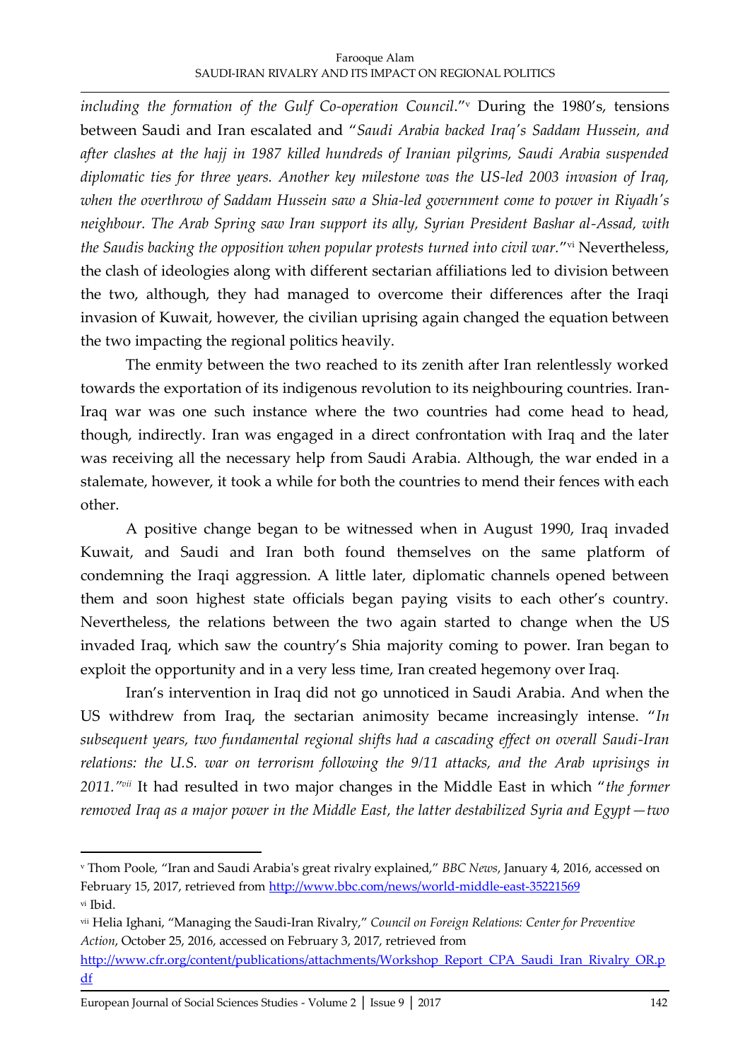*including the formation of the Gulf Co-operation Council*."[v] During the 1980's, tensions between Saudi and Iran escalated and "*Saudi Arabia backed Iraq's Saddam Hussein, and after clashes at the hajj in 1987 killed hundreds of Iranian pilgrims, Saudi Arabia suspended diplomatic ties for three years. Another key milestone was the US-led 2003 invasion of Iraq, when the overthrow of Saddam Hussein saw a Shia-led government come to power in Riyadh's neighbour. The Arab Spring saw Iran support its ally, Syrian President Bashar al-Assad, with the Saudis backing the opposition when popular protests turned into civil war*."[vi] Nevertheless, the clash of ideologies along with different sectarian affiliations led to division between the two, although, they had managed to overcome their differences after the Iraqi invasion of Kuwait, however, the civilian uprising again changed the equation between the two impacting the regional politics heavily.

The enmity between the two reached to its zenith after Iran relentlessly worked towards the exportation of its indigenous revolution to its neighbouring countries. Iran-Iraq war was one such instance where the two countries had come head to head, though, indirectly. Iran was engaged in a direct confrontation with Iraq and the later was receiving all the necessary help from Saudi Arabia. Although, the war ended in a stalemate, however, it took a while for both the countries to mend their fences with each other.

A positive change began to be witnessed when in August 1990, Iraq invaded Kuwait, and Saudi and Iran both found themselves on the same platform of condemning the Iraqi aggression. A little later, diplomatic channels opened between them and soon highest state officials began paying visits to each other's country. Nevertheless, the relations between the two again started to change when the US invaded Iraq, which saw the country's Shia majority coming to power. Iran began to exploit the opportunity and in a very less time, Iran created hegemony over Iraq.

Iran's intervention in Iraq did not go unnoticed in Saudi Arabia. And when the US withdrew from Iraq, the sectarian animosity became increasingly intense. "*In subsequent years, two fundamental regional shifts had a cascading effect on overall Saudi-Iran relations: the U.S. war on terrorism following the 9/11 attacks, and the Arab uprisings in 2011.*"[vii] It had resulted in two major changes in the Middle East in which "*the former removed Iraq as a major power in the Middle East, the latter destabilized Syria and Egypt—two*

---

[v] Thom Poole, "Iran and Saudi Arabia's great rivalry explained," *BBC News*, January 4, 2016, accessed on February 15, 2017, retrieved from http://www.bbc.com/news/world-middle-east-35221569

[vi] Ibid.

[vii] Helia Ighani, "Managing the Saudi-Iran Rivalry," *Council on Foreign Relations: Center for Preventive Action*, October 25, 2016, accessed on February 3, 2017, retrieved from http://www.cfr.org/content/publications/attachments/Workshop_Report_CPA_Saudi_Iran_Rivalry_OR.pdf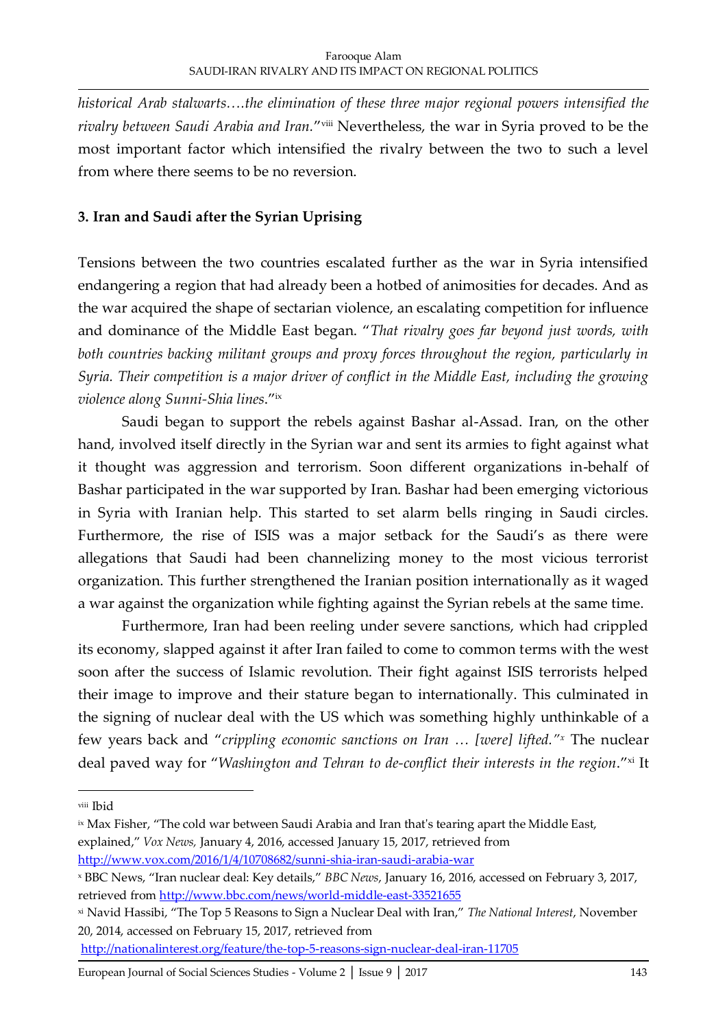*historical Arab stalwarts….the elimination of these three major regional powers intensified the rivalry between Saudi Arabia and Iran.*"[viii] Nevertheless, the war in Syria proved to be the most important factor which intensified the rivalry between the two to such a level from where there seems to be no reversion.

## 3. Iran and Saudi after the Syrian Uprising

Tensions between the two countries escalated further as the war in Syria intensified endangering a region that had already been a hotbed of animosities for decades. And as the war acquired the shape of sectarian violence, an escalating competition for influence and dominance of the Middle East began. "*That rivalry goes far beyond just words, with both countries backing militant groups and proxy forces throughout the region, particularly in Syria. Their competition is a major driver of conflict in the Middle East, including the growing violence along Sunni-Shia lines*."[ix]

Saudi began to support the rebels against Bashar al-Assad. Iran, on the other hand, involved itself directly in the Syrian war and sent its armies to fight against what it thought was aggression and terrorism. Soon different organizations in-behalf of Bashar participated in the war supported by Iran. Bashar had been emerging victorious in Syria with Iranian help. This started to set alarm bells ringing in Saudi circles. Furthermore, the rise of ISIS was a major setback for the Saudi's as there were allegations that Saudi had been channelizing money to the most vicious terrorist organization. This further strengthened the Iranian position internationally as it waged a war against the organization while fighting against the Syrian rebels at the same time.

Furthermore, Iran had been reeling under severe sanctions, which had crippled its economy, slapped against it after Iran failed to come to common terms with the west soon after the success of Islamic revolution. Their fight against ISIS terrorists helped their image to improve and their stature began to internationally. This culminated in the signing of nuclear deal with the US which was something highly unthinkable of a few years back and "*crippling economic sanctions on Iran … [were] lifted.*"[x] The nuclear deal paved way for "*Washington and Tehran to de-conflict their interests in the region*."[xi] It

---

[viii] Ibid

[ix] Max Fisher, "The cold war between Saudi Arabia and Iran that's tearing apart the Middle East, explained," *Vox News,* January 4, 2016, accessed January 15, 2017, retrieved from http://www.vox.com/2016/1/4/10708682/sunni-shia-iran-saudi-arabia-war

[x] BBC News, "Iran nuclear deal: Key details," *BBC News*, January 16, 2016, accessed on February 3, 2017, retrieved from http://www.bbc.com/news/world-middle-east-33521655

[xi] Navid Hassibi, "The Top 5 Reasons to Sign a Nuclear Deal with Iran," *The National Interest*, November 20, 2014, accessed on February 15, 2017, retrieved from http://nationalinterest.org/feature/the-top-5-reasons-sign-nuclear-deal-iran-11705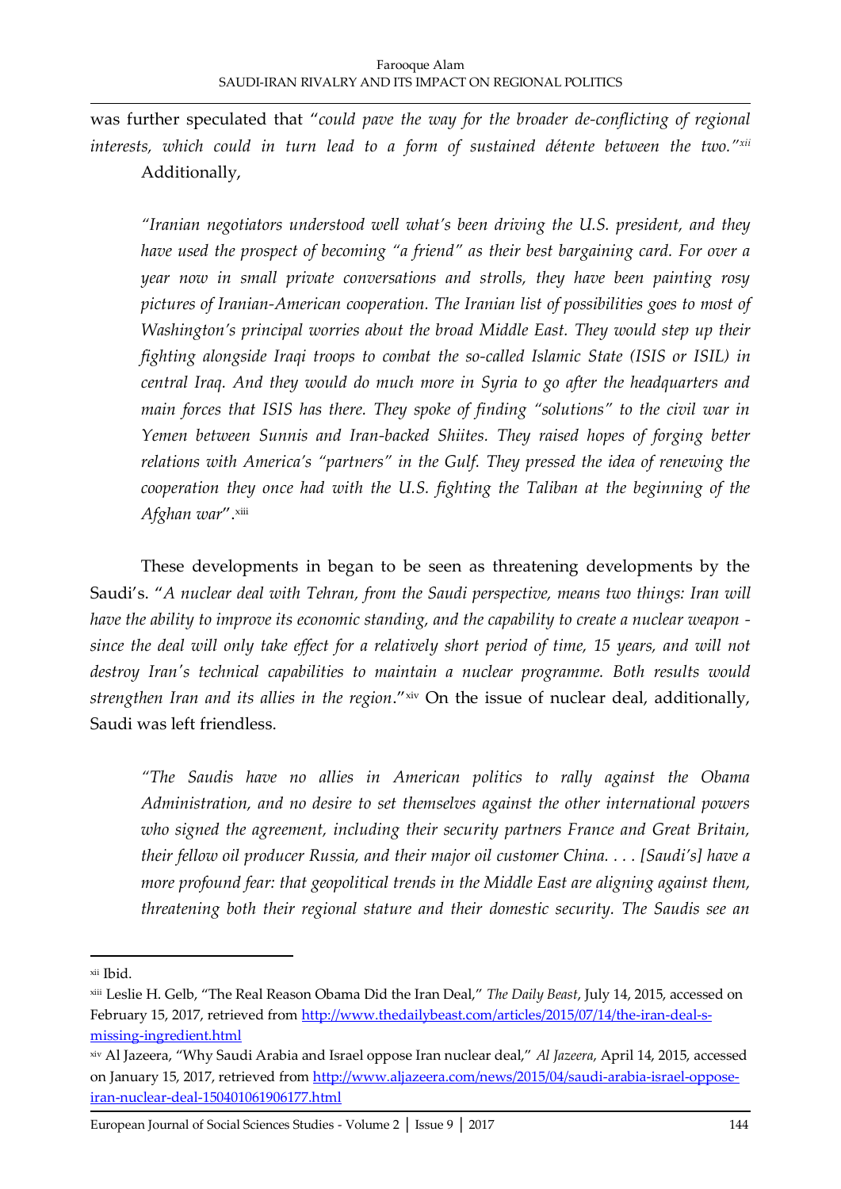was further speculated that "*could pave the way for the broader de-conflicting of regional interests, which could in turn lead to a form of sustained détente between the two.*"[xii] Additionally,

> *"Iranian negotiators understood well what's been driving the U.S. president, and they have used the prospect of becoming "a friend" as their best bargaining card. For over a year now in small private conversations and strolls, they have been painting rosy pictures of Iranian-American cooperation. The Iranian list of possibilities goes to most of Washington's principal worries about the broad Middle East. They would step up their fighting alongside Iraqi troops to combat the so-called Islamic State (ISIS or ISIL) in central Iraq. And they would do much more in Syria to go after the headquarters and main forces that ISIS has there. They spoke of finding "solutions" to the civil war in Yemen between Sunnis and Iran-backed Shiites. They raised hopes of forging better relations with America's "partners" in the Gulf. They pressed the idea of renewing the cooperation they once had with the U.S. fighting the Taliban at the beginning of the Afghan war*".[xiii]

These developments in began to be seen as threatening developments by the Saudi's. "*A nuclear deal with Tehran, from the Saudi perspective, means two things: Iran will have the ability to improve its economic standing, and the capability to create a nuclear weapon - since the deal will only take effect for a relatively short period of time, 15 years, and will not destroy Iran's technical capabilities to maintain a nuclear programme. Both results would strengthen Iran and its allies in the region*."[xiv] On the issue of nuclear deal, additionally, Saudi was left friendless.

> *"The Saudis have no allies in American politics to rally against the Obama Administration, and no desire to set themselves against the other international powers who signed the agreement, including their security partners France and Great Britain, their fellow oil producer Russia, and their major oil customer China. . . . [Saudi's] have a more profound fear: that geopolitical trends in the Middle East are aligning against them, threatening both their regional stature and their domestic security. The Saudis see an*

---

[xii] Ibid.

[xiii] Leslie H. Gelb, "The Real Reason Obama Did the Iran Deal," *The Daily Beast*, July 14, 2015, accessed on February 15, 2017, retrieved from http://www.thedailybeast.com/articles/2015/07/14/the-iran-deal-s-missing-ingredient.html

[xiv] Al Jazeera, "Why Saudi Arabia and Israel oppose Iran nuclear deal," *Al Jazeera*, April 14, 2015, accessed on January 15, 2017, retrieved from http://www.aljazeera.com/news/2015/04/saudi-arabia-israel-oppose-iran-nuclear-deal-150401061906177.html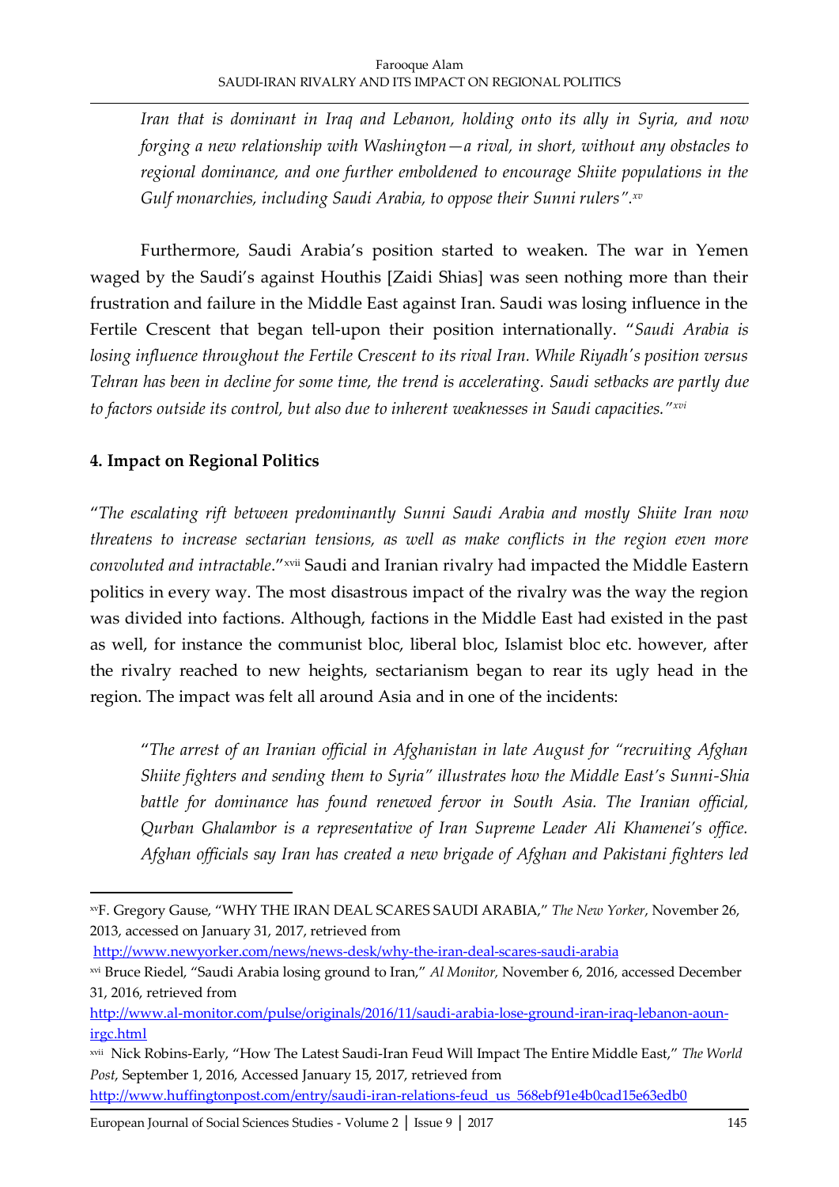*Iran that is dominant in Iraq and Lebanon, holding onto its ally in Syria, and now forging a new relationship with Washington—a rival, in short, without any obstacles to regional dominance, and one further emboldened to encourage Shiite populations in the Gulf monarchies, including Saudi Arabia, to oppose their Sunni rulers".*[xv]

Furthermore, Saudi Arabia's position started to weaken. The war in Yemen waged by the Saudi's against Houthis [Zaidi Shias] was seen nothing more than their frustration and failure in the Middle East against Iran. Saudi was losing influence in the Fertile Crescent that began tell-upon their position internationally. "*Saudi Arabia is losing influence throughout the Fertile Crescent to its rival Iran. While Riyadh's position versus Tehran has been in decline for some time, the trend is accelerating. Saudi setbacks are partly due to factors outside its control, but also due to inherent weaknesses in Saudi capacities."*[xvi]

## 4. Impact on Regional Politics

"*The escalating rift between predominantly Sunni Saudi Arabia and mostly Shiite Iran now threatens to increase sectarian tensions, as well as make conflicts in the region even more convoluted and intractable*."[xvii] Saudi and Iranian rivalry had impacted the Middle Eastern politics in every way. The most disastrous impact of the rivalry was the way the region was divided into factions. Although, factions in the Middle East had existed in the past as well, for instance the communist bloc, liberal bloc, Islamist bloc etc. however, after the rivalry reached to new heights, sectarianism began to rear its ugly head in the region. The impact was felt all around Asia and in one of the incidents:

> "*The arrest of an Iranian official in Afghanistan in late August for "recruiting Afghan Shiite fighters and sending them to Syria" illustrates how the Middle East's Sunni-Shia battle for dominance has found renewed fervor in South Asia. The Iranian official, Qurban Ghalambor is a representative of Iran Supreme Leader Ali Khamenei's office. Afghan officials say Iran has created a new brigade of Afghan and Pakistani fighters led*

---

[xv] F. Gregory Gause, "WHY THE IRAN DEAL SCARES SAUDI ARABIA," *The New Yorker*, November 26, 2013, accessed on January 31, 2017, retrieved from http://www.newyorker.com/news/news-desk/why-the-iran-deal-scares-saudi-arabia

[xvi] Bruce Riedel, "Saudi Arabia losing ground to Iran," *Al Monitor,* November 6, 2016, accessed December 31, 2016, retrieved from http://www.al-monitor.com/pulse/originals/2016/11/saudi-arabia-lose-ground-iran-iraq-lebanon-aoun-irgc.html

[xvii] Nick Robins-Early, "How The Latest Saudi-Iran Feud Will Impact The Entire Middle East," *The World Post*, September 1, 2016, Accessed January 15, 2017, retrieved from http://www.huffingtonpost.com/entry/saudi-iran-relations-feud_us_568ebf91e4b0cad15e63edb0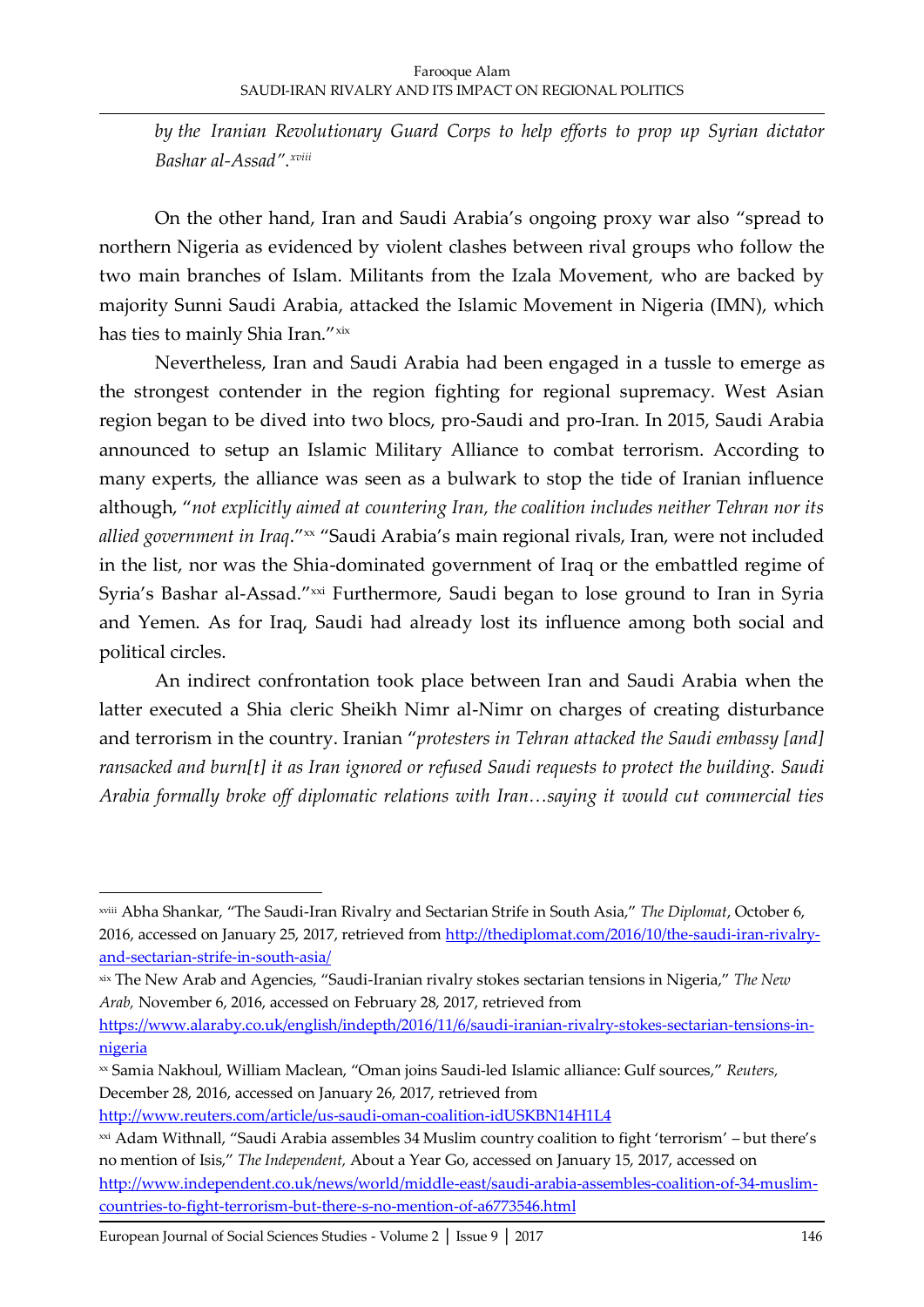*by the Iranian Revolutionary Guard Corps to help efforts to prop up Syrian dictator Bashar al-Assad".*[xviii]

On the other hand, Iran and Saudi Arabia's ongoing proxy war also "spread to northern Nigeria as evidenced by violent clashes between rival groups who follow the two main branches of Islam. Militants from the Izala Movement, who are backed by majority Sunni Saudi Arabia, attacked the Islamic Movement in Nigeria (IMN), which has ties to mainly Shia Iran."[xix]

Nevertheless, Iran and Saudi Arabia had been engaged in a tussle to emerge as the strongest contender in the region fighting for regional supremacy. West Asian region began to be dived into two blocs, pro-Saudi and pro-Iran. In 2015, Saudi Arabia announced to setup an Islamic Military Alliance to combat terrorism. According to many experts, the alliance was seen as a bulwark to stop the tide of Iranian influence although, "*not explicitly aimed at countering Iran, the coalition includes neither Tehran nor its allied government in Iraq*."[xx] "Saudi Arabia's main regional rivals, Iran, were not included in the list, nor was the Shia-dominated government of Iraq or the embattled regime of Syria's Bashar al-Assad."[xxi] Furthermore, Saudi began to lose ground to Iran in Syria and Yemen. As for Iraq, Saudi had already lost its influence among both social and political circles.

An indirect confrontation took place between Iran and Saudi Arabia when the latter executed a Shia cleric Sheikh Nimr al-Nimr on charges of creating disturbance and terrorism in the country. Iranian "*protesters in Tehran attacked the Saudi embassy [and] ransacked and burn[t] it as Iran ignored or refused Saudi requests to protect the building. Saudi Arabia formally broke off diplomatic relations with Iran…saying it would cut commercial ties*

---

[xviii] Abha Shankar, "The Saudi-Iran Rivalry and Sectarian Strife in South Asia," *The Diplomat*, October 6, 2016, accessed on January 25, 2017, retrieved from http://thediplomat.com/2016/10/the-saudi-iran-rivalry-and-sectarian-strife-in-south-asia/

[xix] The New Arab and Agencies, "Saudi-Iranian rivalry stokes sectarian tensions in Nigeria," *The New Arab,* November 6, 2016, accessed on February 28, 2017, retrieved from https://www.alaraby.co.uk/english/indepth/2016/11/6/saudi-iranian-rivalry-stokes-sectarian-tensions-in-nigeria

[xx] Samia Nakhoul, William Maclean, "Oman joins Saudi-led Islamic alliance: Gulf sources," *Reuters,* December 28, 2016, accessed on January 26, 2017, retrieved from http://www.reuters.com/article/us-saudi-oman-coalition-idUSKBN14H1L4

[xxi] Adam Withnall, "Saudi Arabia assembles 34 Muslim country coalition to fight 'terrorism' – but there's no mention of Isis," *The Independent,* About a Year Go, accessed on January 15, 2017, accessed on http://www.independent.co.uk/news/world/middle-east/saudi-arabia-assembles-coalition-of-34-muslim-countries-to-fight-terrorism-but-there-s-no-mention-of-a6773546.html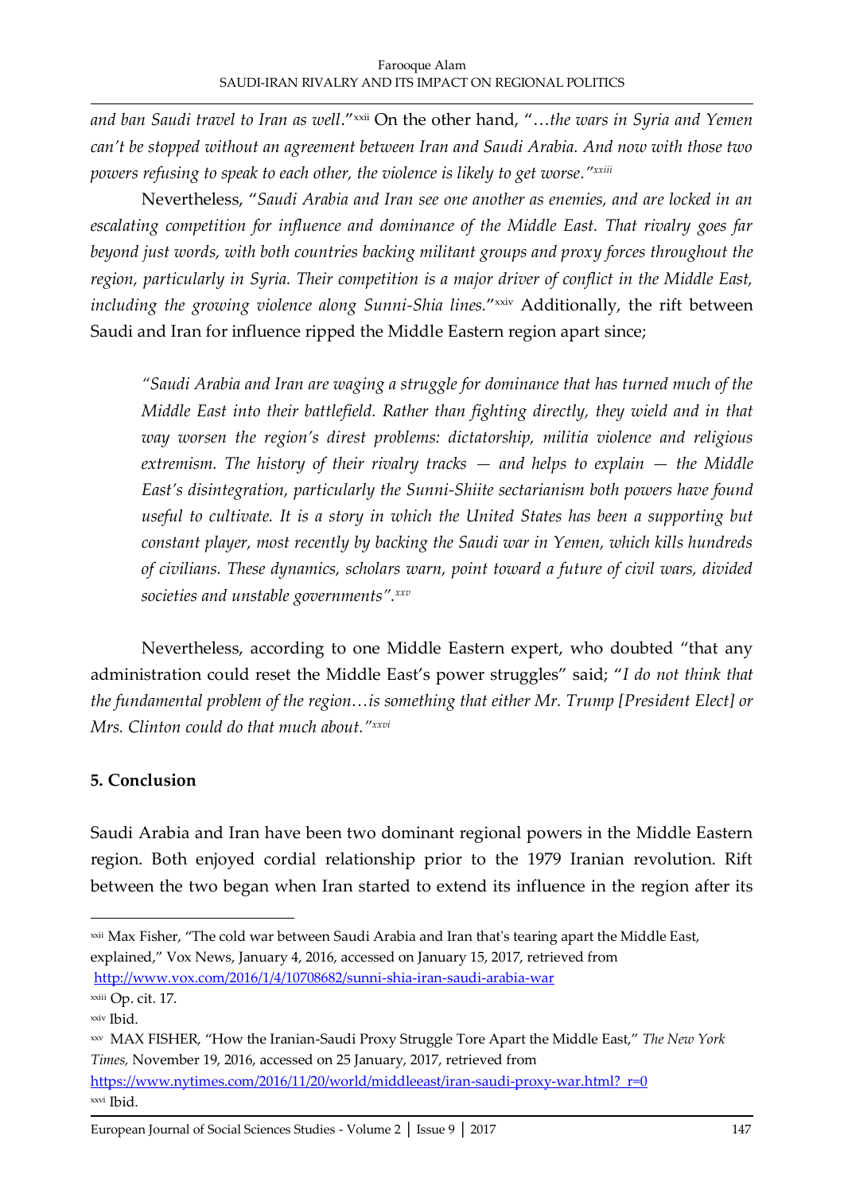*and ban Saudi travel to Iran as well*."[xxii] On the other hand, "…*the wars in Syria and Yemen can't be stopped without an agreement between Iran and Saudi Arabia. And now with those two powers refusing to speak to each other, the violence is likely to get worse*."[xxiii]

Nevertheless, "*Saudi Arabia and Iran see one another as enemies, and are locked in an escalating competition for influence and dominance of the Middle East. That rivalry goes far beyond just words, with both countries backing militant groups and proxy forces throughout the region, particularly in Syria. Their competition is a major driver of conflict in the Middle East, including the growing violence along Sunni-Shia lines.*"[xxiv] Additionally, the rift between Saudi and Iran for influence ripped the Middle Eastern region apart since;

> *"Saudi Arabia and Iran are waging a struggle for dominance that has turned much of the Middle East into their battlefield. Rather than fighting directly, they wield and in that way worsen the region's direst problems: dictatorship, militia violence and religious extremism. The history of their rivalry tracks — and helps to explain — the Middle East's disintegration, particularly the Sunni-Shiite sectarianism both powers have found useful to cultivate. It is a story in which the United States has been a supporting but constant player, most recently by backing the Saudi war in Yemen, which kills hundreds of civilians. These dynamics, scholars warn, point toward a future of civil wars, divided societies and unstable governments".*[xxv]

Nevertheless, according to one Middle Eastern expert, who doubted "that any administration could reset the Middle East's power struggles" said; "*I do not think that the fundamental problem of the region…is something that either Mr. Trump [President Elect] or Mrs. Clinton could do that much about.*"[xxvi]

## 5. Conclusion

Saudi Arabia and Iran have been two dominant regional powers in the Middle Eastern region. Both enjoyed cordial relationship prior to the 1979 Iranian revolution. Rift between the two began when Iran started to extend its influence in the region after its

---

[xxii] Max Fisher, "The cold war between Saudi Arabia and Iran that's tearing apart the Middle East, explained," Vox News, January 4, 2016, accessed on January 15, 2017, retrieved from http://www.vox.com/2016/1/4/10708682/sunni-shia-iran-saudi-arabia-war

[xxiii] Op. cit. 17.

[xxiv] Ibid.

[xxv] MAX FISHER, "How the Iranian-Saudi Proxy Struggle Tore Apart the Middle East," *The New York Times,* November 19, 2016, accessed on 25 January, 2017, retrieved from https://www.nytimes.com/2016/11/20/world/middleeast/iran-saudi-proxy-war.html?_r=0

[xxvi] Ibid.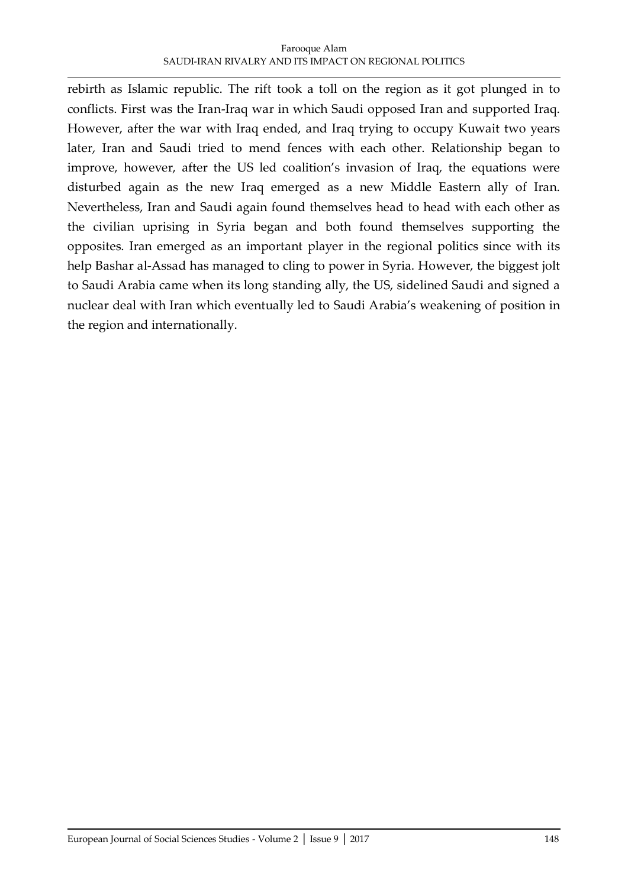rebirth as Islamic republic. The rift took a toll on the region as it got plunged in to conflicts. First was the Iran-Iraq war in which Saudi opposed Iran and supported Iraq. However, after the war with Iraq ended, and Iraq trying to occupy Kuwait two years later, Iran and Saudi tried to mend fences with each other. Relationship began to improve, however, after the US led coalition's invasion of Iraq, the equations were disturbed again as the new Iraq emerged as a new Middle Eastern ally of Iran. Nevertheless, Iran and Saudi again found themselves head to head with each other as the civilian uprising in Syria began and both found themselves supporting the opposites. Iran emerged as an important player in the regional politics since with its help Bashar al-Assad has managed to cling to power in Syria. However, the biggest jolt to Saudi Arabia came when its long standing ally, the US, sidelined Saudi and signed a nuclear deal with Iran which eventually led to Saudi Arabia's weakening of position in the region and internationally.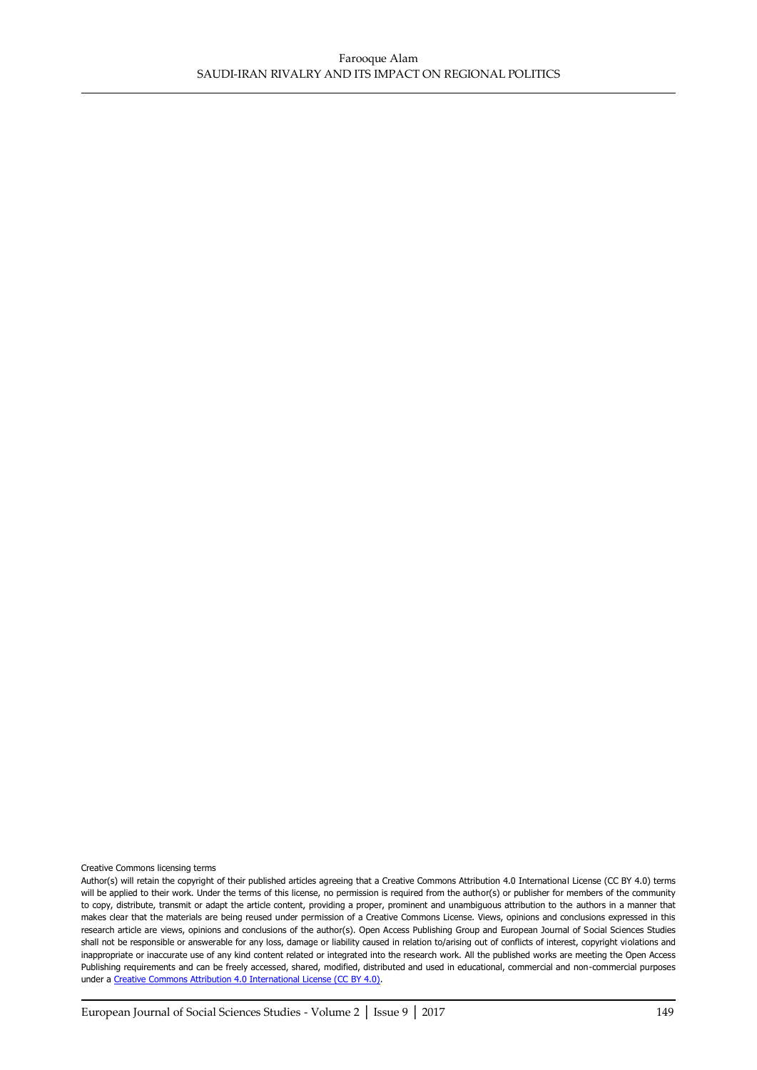Creative Commons licensing terms

Author(s) will retain the copyright of their published articles agreeing that a Creative Commons Attribution 4.0 International License (CC BY 4.0) terms will be applied to their work. Under the terms of this license, no permission is required from the author(s) or publisher for members of the community to copy, distribute, transmit or adapt the article content, providing a proper, prominent and unambiguous attribution to the authors in a manner that makes clear that the materials are being reused under permission of a Creative Commons License. Views, opinions and conclusions expressed in this research article are views, opinions and conclusions of the author(s). Open Access Publishing Group and European Journal of Social Sciences Studies shall not be responsible or answerable for any loss, damage or liability caused in relation to/arising out of conflicts of interest, copyright violations and inappropriate or inaccurate use of any kind content related or integrated into the research work. All the published works are meeting the Open Access Publishing requirements and can be freely accessed, shared, modified, distributed and used in educational, commercial and non-commercial purposes under a Creative Commons Attribution 4.0 International License (CC BY 4.0).